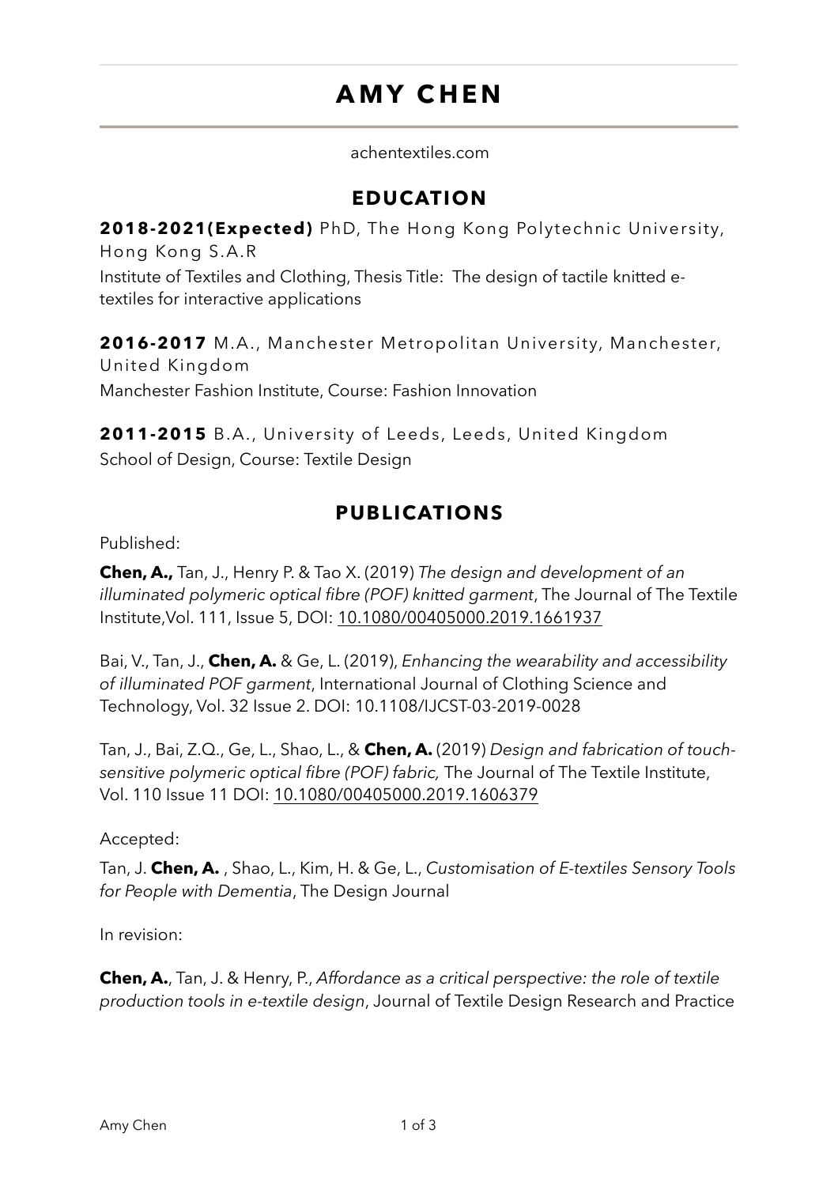# AMY CHEN

achentextiles.com

## EDUCATION

**2018-2021(Expected)** PhD, The Hong Kong Polytechnic University, Hong Kong S.A.R

Institute of Textiles and Clothing, Thesis Title: The design of tactile knitted e-textiles for interactive applications

**2016-2017** M.A., Manchester Metropolitan University, Manchester, United Kingdom

Manchester Fashion Institute, Course: Fashion Innovation

**2011-2015** B.A., University of Leeds, Leeds, United Kingdom

School of Design, Course: Textile Design

## PUBLICATIONS

Published:

**Chen, A.,** Tan, J., Henry P. & Tao X. (2019) *The design and development of an illuminated polymeric optical fibre (POF) knitted garment*, The Journal of The Textile Institute,Vol. 111, Issue 5, DOI: 10.1080/00405000.2019.1661937

Bai, V., Tan, J., **Chen, A.** & Ge, L. (2019), *Enhancing the wearability and accessibility of illuminated POF garment*, International Journal of Clothing Science and Technology, Vol. 32 Issue 2. DOI: 10.1108/IJCST-03-2019-0028

Tan, J., Bai, Z.Q., Ge, L., Shao, L., & **Chen, A.** (2019) *Design and fabrication of touch-sensitive polymeric optical fibre (POF) fabric,* The Journal of The Textile Institute, Vol. 110 Issue 11 DOI: 10.1080/00405000.2019.1606379

Accepted:

Tan, J. **Chen, A.** , Shao, L., Kim, H. & Ge, L., *Customisation of E-textiles Sensory Tools for People with Dementia*, The Design Journal

In revision:

**Chen, A.**, Tan, J. & Henry, P., *Affordance as a critical perspective: the role of textile production tools in e-textile design*, Journal of Textile Design Research and Practice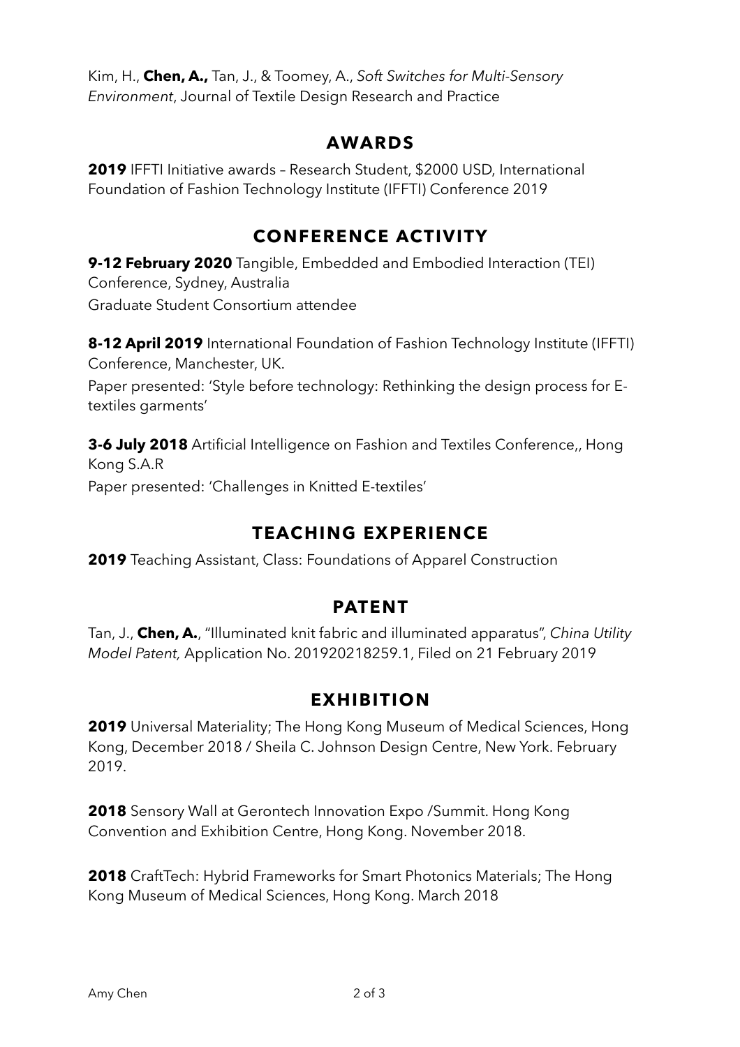Kim, H., **Chen, A.,** Tan, J., & Toomey, A., *Soft Switches for Multi-Sensory Environment*, Journal of Textile Design Research and Practice

## AWARDS

**2019** IFFTI Initiative awards – Research Student, $2000 USD, International Foundation of Fashion Technology Institute (IFFTI) Conference 2019

## CONFERENCE ACTIVITY

**9-12 February 2020** Tangible, Embedded and Embodied Interaction (TEI) Conference, Sydney, Australia
Graduate Student Consortium attendee

**8-12 April 2019** International Foundation of Fashion Technology Institute (IFFTI) Conference, Manchester, UK.
Paper presented: 'Style before technology: Rethinking the design process for E-textiles garments'

**3-6 July 2018** Artificial Intelligence on Fashion and Textiles Conference,, Hong Kong S.A.R
Paper presented: 'Challenges in Knitted E-textiles'

## TEACHING EXPERIENCE

**2019** Teaching Assistant, Class: Foundations of Apparel Construction

## PATENT

Tan, J., **Chen, A.**, "Illuminated knit fabric and illuminated apparatus", *China Utility Model Patent,* Application No. 201920218259.1, Filed on 21 February 2019

## EXHIBITION

**2019** Universal Materiality; The Hong Kong Museum of Medical Sciences, Hong Kong, December 2018 / Sheila C. Johnson Design Centre, New York. February 2019.

**2018** Sensory Wall at Gerontech Innovation Expo /Summit. Hong Kong Convention and Exhibition Centre, Hong Kong. November 2018.

**2018** CraftTech: Hybrid Frameworks for Smart Photonics Materials; The Hong Kong Museum of Medical Sciences, Hong Kong. March 2018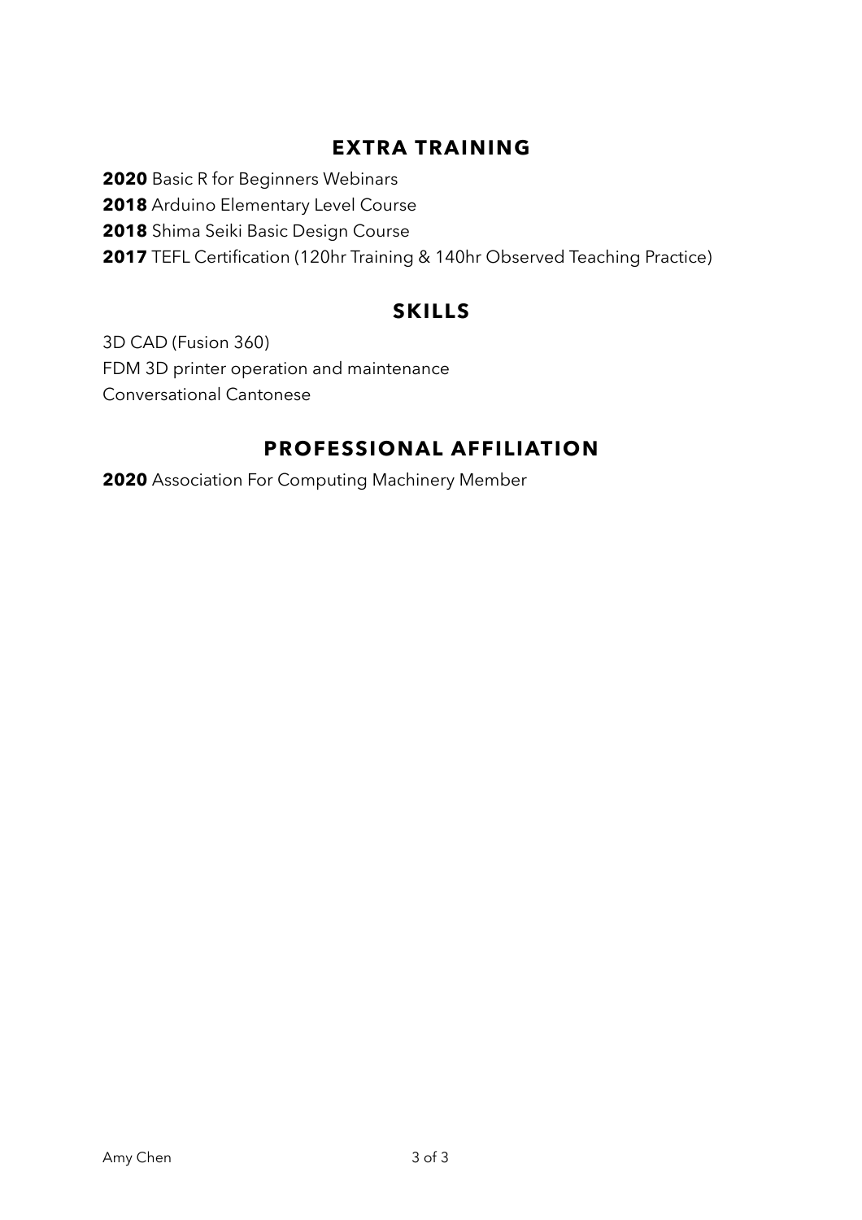## EXTRA TRAINING

**2020** Basic R for Beginners Webinars
**2018** Arduino Elementary Level Course
**2018** Shima Seiki Basic Design Course
**2017** TEFL Certification (120hr Training & 140hr Observed Teaching Practice)

## SKILLS

3D CAD (Fusion 360)
FDM 3D printer operation and maintenance
Conversational Cantonese

## PROFESSIONAL AFFILIATION

**2020** Association For Computing Machinery Member